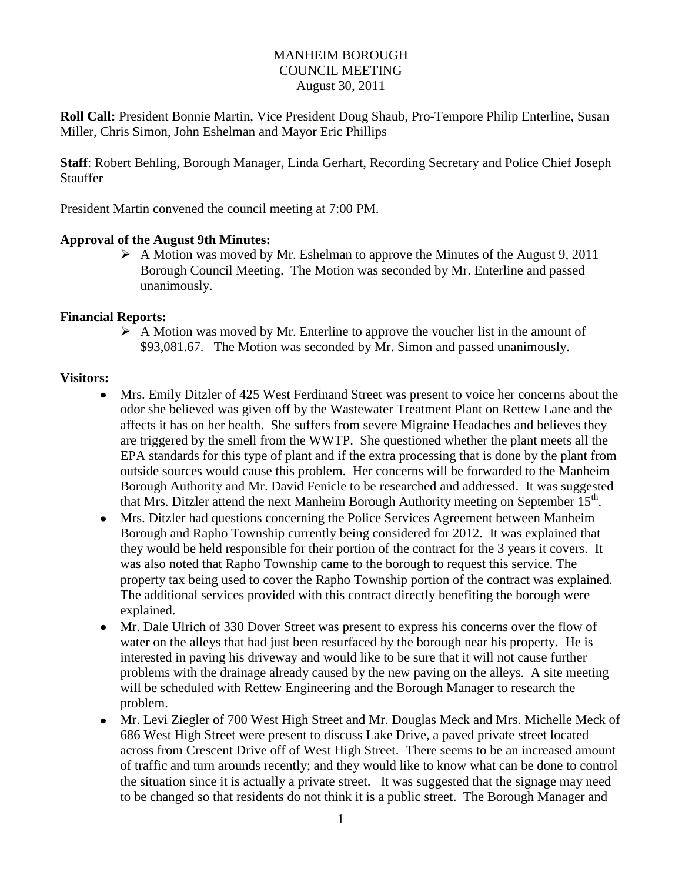MANHEIM BOROUGH
COUNCIL MEETING
August 30, 2011

**Roll Call:** President Bonnie Martin, Vice President Doug Shaub, Pro-Tempore Philip Enterline, Susan Miller, Chris Simon, John Eshelman and Mayor Eric Phillips

**Staff**: Robert Behling, Borough Manager, Linda Gerhart, Recording Secretary and Police Chief Joseph Stauffer

President Martin convened the council meeting at 7:00 PM.

**Approval of the August 9th Minutes:**

- A Motion was moved by Mr. Eshelman to approve the Minutes of the August 9, 2011 Borough Council Meeting. The Motion was seconded by Mr. Enterline and passed unanimously.

**Financial Reports:**

- A Motion was moved by Mr. Enterline to approve the voucher list in the amount of $93,081.67. The Motion was seconded by Mr. Simon and passed unanimously.

**Visitors:**

- Mrs. Emily Ditzler of 425 West Ferdinand Street was present to voice her concerns about the odor she believed was given off by the Wastewater Treatment Plant on Rettew Lane and the affects it has on her health. She suffers from severe Migraine Headaches and believes they are triggered by the smell from the WWTP. She questioned whether the plant meets all the EPA standards for this type of plant and if the extra processing that is done by the plant from outside sources would cause this problem. Her concerns will be forwarded to the Manheim Borough Authority and Mr. David Fenicle to be researched and addressed. It was suggested that Mrs. Ditzler attend the next Manheim Borough Authority meeting on September 15th.
- Mrs. Ditzler had questions concerning the Police Services Agreement between Manheim Borough and Rapho Township currently being considered for 2012. It was explained that they would be held responsible for their portion of the contract for the 3 years it covers. It was also noted that Rapho Township came to the borough to request this service. The property tax being used to cover the Rapho Township portion of the contract was explained. The additional services provided with this contract directly benefiting the borough were explained.
- Mr. Dale Ulrich of 330 Dover Street was present to express his concerns over the flow of water on the alleys that had just been resurfaced by the borough near his property. He is interested in paving his driveway and would like to be sure that it will not cause further problems with the drainage already caused by the new paving on the alleys. A site meeting will be scheduled with Rettew Engineering and the Borough Manager to research the problem.
- Mr. Levi Ziegler of 700 West High Street and Mr. Douglas Meck and Mrs. Michelle Meck of 686 West High Street were present to discuss Lake Drive, a paved private street located across from Crescent Drive off of West High Street. There seems to be an increased amount of traffic and turn arounds recently; and they would like to know what can be done to control the situation since it is actually a private street. It was suggested that the signage may need to be changed so that residents do not think it is a public street. The Borough Manager and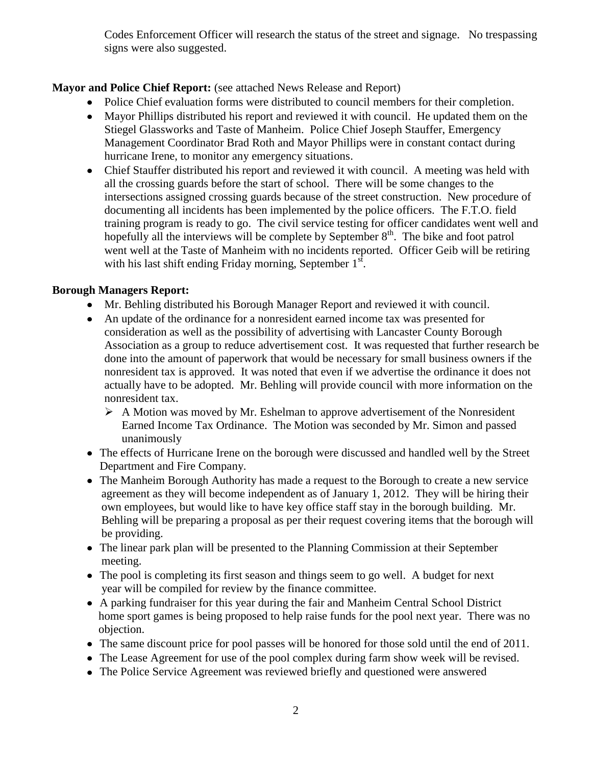Codes Enforcement Officer will research the status of the street and signage. No trespassing signs were also suggested.

**Mayor and Police Chief Report:** (see attached News Release and Report)

- Police Chief evaluation forms were distributed to council members for their completion.
- Mayor Phillips distributed his report and reviewed it with council. He updated them on the Stiegel Glassworks and Taste of Manheim. Police Chief Joseph Stauffer, Emergency Management Coordinator Brad Roth and Mayor Phillips were in constant contact during hurricane Irene, to monitor any emergency situations.
- Chief Stauffer distributed his report and reviewed it with council. A meeting was held with all the crossing guards before the start of school. There will be some changes to the intersections assigned crossing guards because of the street construction. New procedure of documenting all incidents has been implemented by the police officers. The F.T.O. field training program is ready to go. The civil service testing for officer candidates went well and hopefully all the interviews will be complete by September 8th. The bike and foot patrol went well at the Taste of Manheim with no incidents reported. Officer Geib will be retiring with his last shift ending Friday morning, September 1st.

**Borough Managers Report:**

- Mr. Behling distributed his Borough Manager Report and reviewed it with council.
- An update of the ordinance for a nonresident earned income tax was presented for consideration as well as the possibility of advertising with Lancaster County Borough Association as a group to reduce advertisement cost. It was requested that further research be done into the amount of paperwork that would be necessary for small business owners if the nonresident tax is approved. It was noted that even if we advertise the ordinance it does not actually have to be adopted. Mr. Behling will provide council with more information on the nonresident tax.
  - A Motion was moved by Mr. Eshelman to approve advertisement of the Nonresident Earned Income Tax Ordinance. The Motion was seconded by Mr. Simon and passed unanimously
- The effects of Hurricane Irene on the borough were discussed and handled well by the Street Department and Fire Company.
- The Manheim Borough Authority has made a request to the Borough to create a new service agreement as they will become independent as of January 1, 2012. They will be hiring their own employees, but would like to have key office staff stay in the borough building. Mr. Behling will be preparing a proposal as per their request covering items that the borough will be providing.
- The linear park plan will be presented to the Planning Commission at their September meeting.
- The pool is completing its first season and things seem to go well. A budget for next year will be compiled for review by the finance committee.
- A parking fundraiser for this year during the fair and Manheim Central School District home sport games is being proposed to help raise funds for the pool next year. There was no objection.
- The same discount price for pool passes will be honored for those sold until the end of 2011.
- The Lease Agreement for use of the pool complex during farm show week will be revised.
- The Police Service Agreement was reviewed briefly and questioned were answered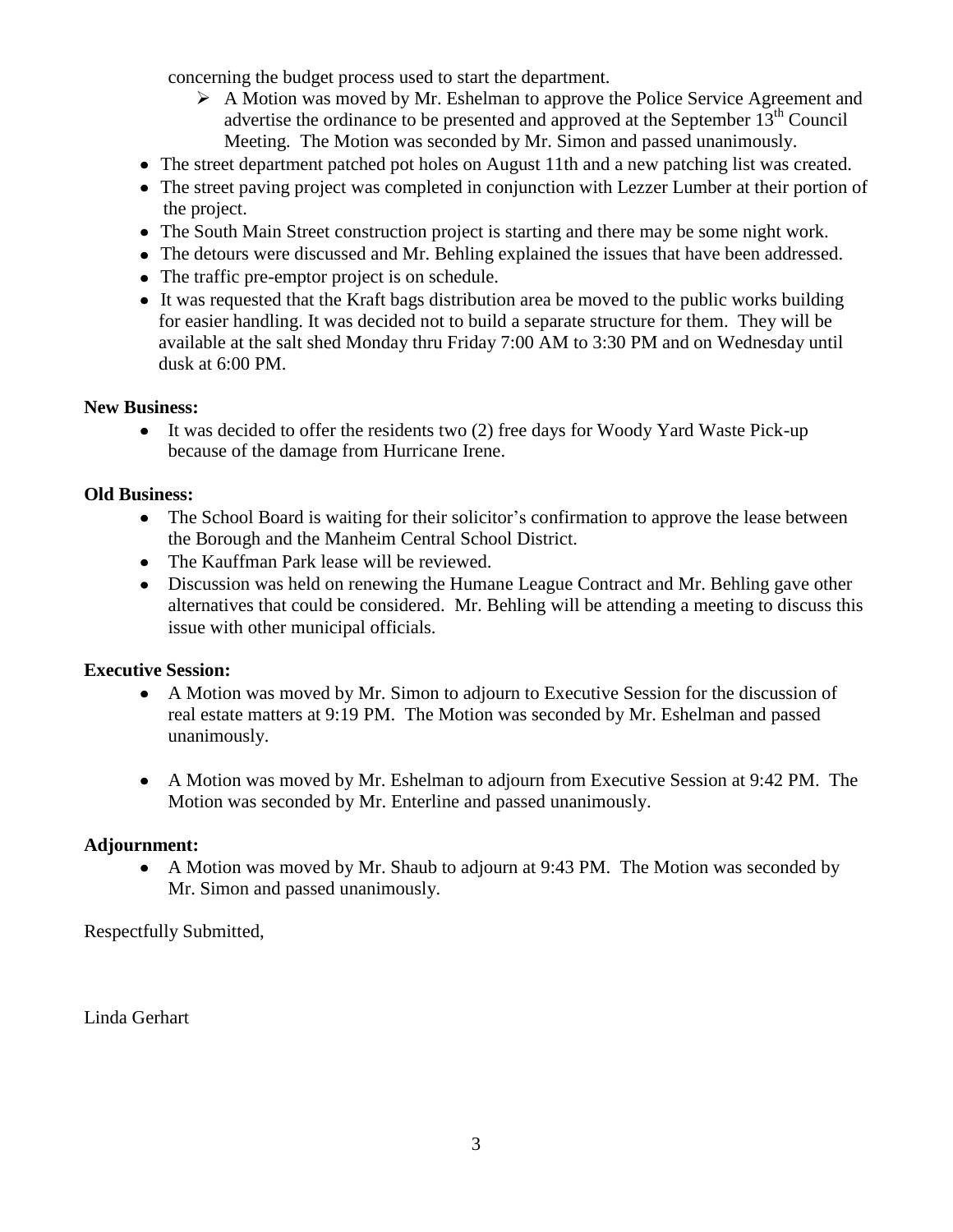concerning the budget process used to start the department.

  - A Motion was moved by Mr. Eshelman to approve the Police Service Agreement and advertise the ordinance to be presented and approved at the September 13th Council Meeting. The Motion was seconded by Mr. Simon and passed unanimously.

- The street department patched pot holes on August 11th and a new patching list was created.
- The street paving project was completed in conjunction with Lezzer Lumber at their portion of the project.
- The South Main Street construction project is starting and there may be some night work.
- The detours were discussed and Mr. Behling explained the issues that have been addressed.
- The traffic pre-emptor project is on schedule.
- It was requested that the Kraft bags distribution area be moved to the public works building for easier handling. It was decided not to build a separate structure for them. They will be available at the salt shed Monday thru Friday 7:00 AM to 3:30 PM and on Wednesday until dusk at 6:00 PM.

**New Business:**

- It was decided to offer the residents two (2) free days for Woody Yard Waste Pick-up because of the damage from Hurricane Irene.

**Old Business:**

- The School Board is waiting for their solicitor's confirmation to approve the lease between the Borough and the Manheim Central School District.
- The Kauffman Park lease will be reviewed.
- Discussion was held on renewing the Humane League Contract and Mr. Behling gave other alternatives that could be considered. Mr. Behling will be attending a meeting to discuss this issue with other municipal officials.

**Executive Session:**

- A Motion was moved by Mr. Simon to adjourn to Executive Session for the discussion of real estate matters at 9:19 PM. The Motion was seconded by Mr. Eshelman and passed unanimously.

- A Motion was moved by Mr. Eshelman to adjourn from Executive Session at 9:42 PM. The Motion was seconded by Mr. Enterline and passed unanimously.

**Adjournment:**

- A Motion was moved by Mr. Shaub to adjourn at 9:43 PM. The Motion was seconded by Mr. Simon and passed unanimously.

Respectfully Submitted,

Linda Gerhart